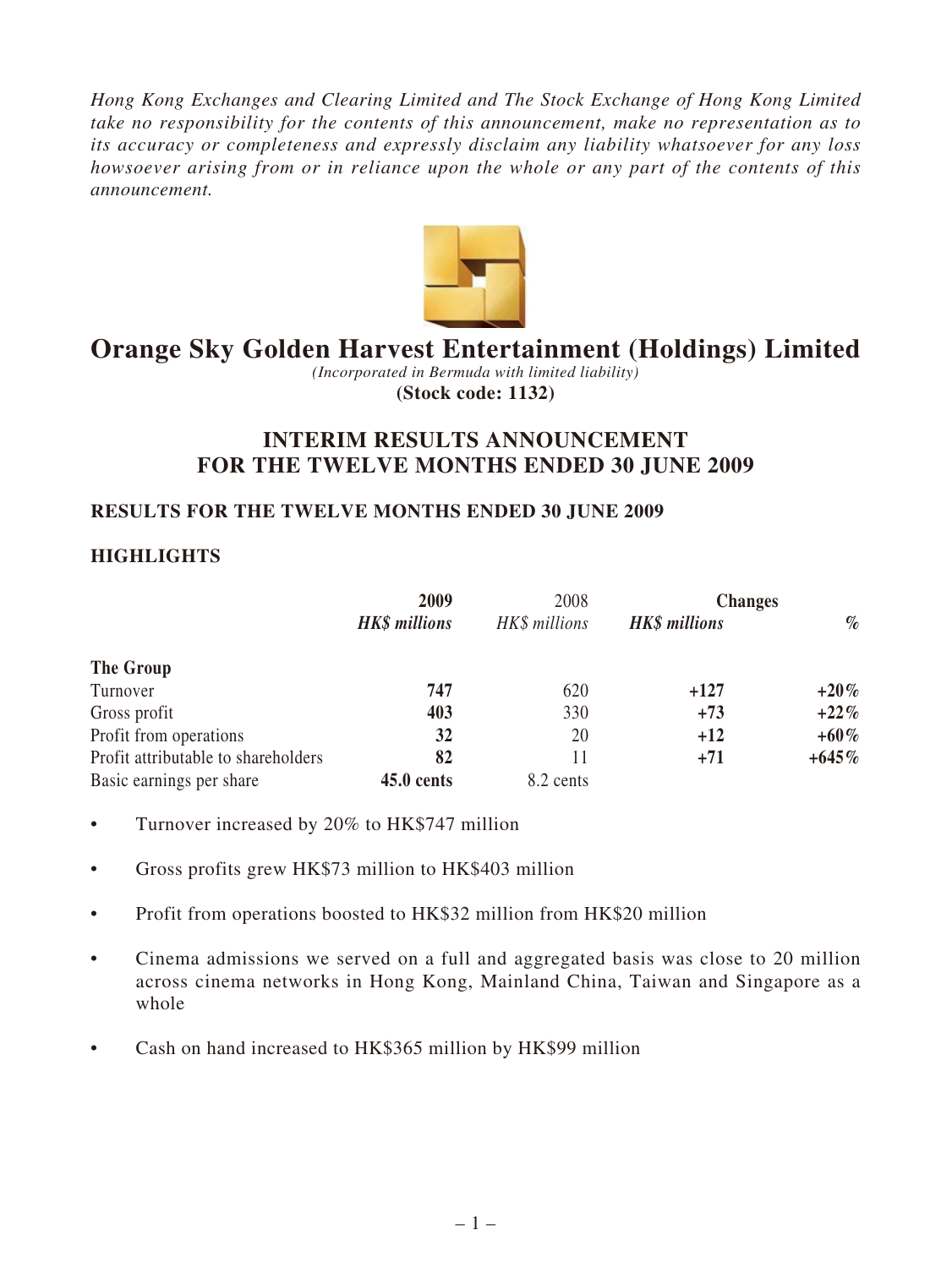*Hong Kong Exchanges and Clearing Limited and The Stock Exchange of Hong Kong Limited take no responsibility for the contents of this announcement, make no representation as to its accuracy or completeness and expressly disclaim any liability whatsoever for any loss howsoever arising from or in reliance upon the whole or any part of the contents of this announcement.*

# Orange Sky Golden Harvest Entertainment (Holdings) Limited

*(Incorporated in Bermuda with limited liability)*

**(Stock code: 1132)**

## INTERIM RESULTS ANNOUNCEMENT FOR THE TWELVE MONTHS ENDED 30 JUNE 2009

### RESULTS FOR THE TWELVE MONTHS ENDED 30 JUNE 2009

### HIGHLIGHTS

| | **2009** | 2008 | **Changes** | |
|---|---|---|---|---|
| | ***HK$ millions*** | *HK$ millions* | ***HK$ millions*** | ***%*** |
| **The Group** | | | | |
| Turnover | **747** | 620 | **+127** | **+20%** |
| Gross profit | **403** | 330 | **+73** | **+22%** |
| Profit from operations | **32** | 20 | **+12** | **+60%** |
| Profit attributable to shareholders | **82** | 11 | **+71** | **+645%** |
| Basic earnings per share | **45.0 cents** | 8.2 cents | | |

- Turnover increased by 20% to HK$747 million
- Gross profits grew HK$73 million to HK$403 million
- Profit from operations boosted to HK$32 million from HK$20 million
- Cinema admissions we served on a full and aggregated basis was close to 20 million across cinema networks in Hong Kong, Mainland China, Taiwan and Singapore as a whole
- Cash on hand increased to HK$365 million by HK$99 million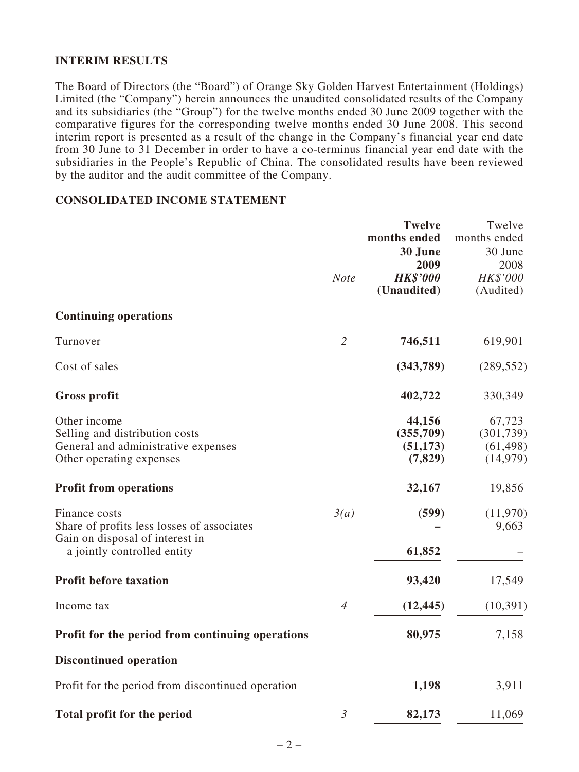## INTERIM RESULTS

The Board of Directors (the "Board") of Orange Sky Golden Harvest Entertainment (Holdings) Limited (the "Company") herein announces the unaudited consolidated results of the Company and its subsidiaries (the "Group") for the twelve months ended 30 June 2009 together with the comparative figures for the corresponding twelve months ended 30 June 2008. This second interim report is presented as a result of the change in the Company's financial year end date from 30 June to 31 December in order to have a co-terminus financial year end date with the subsidiaries in the People's Republic of China. The consolidated results have been reviewed by the auditor and the audit committee of the Company.

## CONSOLIDATED INCOME STATEMENT

| | *Note* | **Twelve months ended 30 June 2009** ***HK$'000*** **(Unaudited)** | Twelve months ended 30 June 2008 *HK$'000* (Audited) |
|---|---|---|---|
| **Continuing operations** | | | |
| Turnover | *2* | **746,511** | 619,901 |
| Cost of sales | | **(343,789)** | (289,552) |
| **Gross profit** | | **402,722** | 330,349 |
| Other income | | **44,156** | 67,723 |
| Selling and distribution costs | | **(355,709)** | (301,739) |
| General and administrative expenses | | **(51,173)** | (61,498) |
| Other operating expenses | | **(7,829)** | (14,979) |
| **Profit from operations** | | **32,167** | 19,856 |
| Finance costs | *3(a)* | **(599)** | (11,970) |
| Share of profits less losses of associates | | **–** | 9,663 |
| Gain on disposal of interest in a jointly controlled entity | | **61,852** | – |
| **Profit before taxation** | | **93,420** | 17,549 |
| Income tax | *4* | **(12,445)** | (10,391) |
| **Profit for the period from continuing operations** | | **80,975** | 7,158 |
| **Discontinued operation** | | | |
| Profit for the period from discontinued operation | | **1,198** | 3,911 |
| **Total profit for the period** | *3* | **82,173** | 11,069 |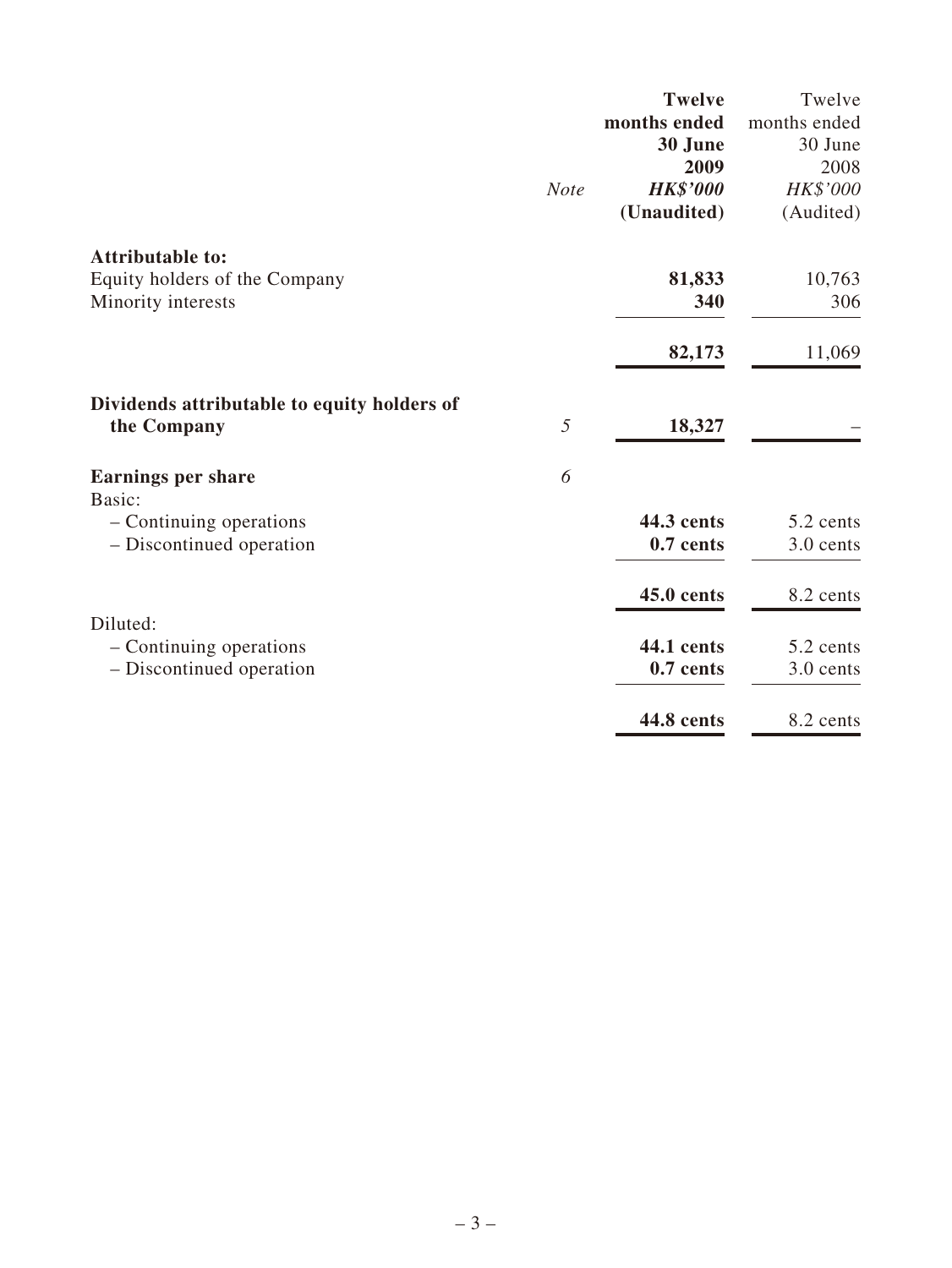| | Note | **Twelve months ended 30 June 2009** | Twelve months ended 30 June 2008 |
|---|---|---|---|
| | | ***HK$'000*** | *HK$'000* |
| | | **(Unaudited)** | (Audited) |
| **Attributable to:** | | | |
| Equity holders of the Company | | **81,833** | 10,763 |
| Minority interests | | **340** | 306 |
| | | **82,173** | 11,069 |
| **Dividends attributable to equity holders of the Company** | *5* | **18,327** | – |
| **Earnings per share** | *6* | | |
| Basic: | | | |
| – Continuing operations | | **44.3 cents** | 5.2 cents |
| – Discontinued operation | | **0.7 cents** | 3.0 cents |
| | | **45.0 cents** | 8.2 cents |
| Diluted: | | | |
| – Continuing operations | | **44.1 cents** | 5.2 cents |
| – Discontinued operation | | **0.7 cents** | 3.0 cents |
| | | **44.8 cents** | 8.2 cents |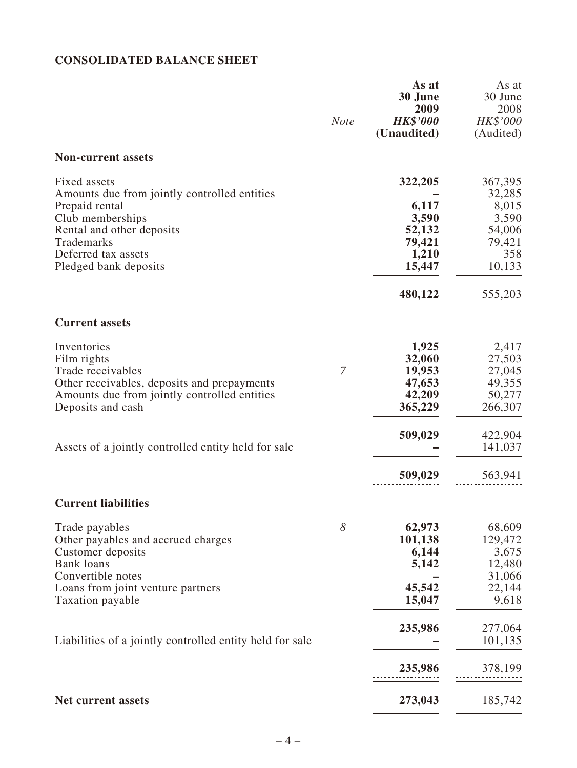## CONSOLIDATED BALANCE SHEET

| | *Note* | **As at 30 June 2009** ***HK$'000*** **(Unaudited)** | As at 30 June 2008 *HK$'000* (Audited) |
|---|---|---|---|
| **Non-current assets** | | | |
| Fixed assets | | **322,205** | 367,395 |
| Amounts due from jointly controlled entities | | **–** | 32,285 |
| Prepaid rental | | **6,117** | 8,015 |
| Club memberships | | **3,590** | 3,590 |
| Rental and other deposits | | **52,132** | 54,006 |
| Trademarks | | **79,421** | 79,421 |
| Deferred tax assets | | **1,210** | 358 |
| Pledged bank deposits | | **15,447** | 10,133 |
| | | **480,122** | 555,203 |
| **Current assets** | | | |
| Inventories | | **1,925** | 2,417 |
| Film rights | | **32,060** | 27,503 |
| Trade receivables | *7* | **19,953** | 27,045 |
| Other receivables, deposits and prepayments | | **47,653** | 49,355 |
| Amounts due from jointly controlled entities | | **42,209** | 50,277 |
| Deposits and cash | | **365,229** | 266,307 |
| | | **509,029** | 422,904 |
| Assets of a jointly controlled entity held for sale | | **–** | 141,037 |
| | | **509,029** | 563,941 |
| **Current liabilities** | | | |
| Trade payables | *8* | **62,973** | 68,609 |
| Other payables and accrued charges | | **101,138** | 129,472 |
| Customer deposits | | **6,144** | 3,675 |
| Bank loans | | **5,142** | 12,480 |
| Convertible notes | | **–** | 31,066 |
| Loans from joint venture partners | | **45,542** | 22,144 |
| Taxation payable | | **15,047** | 9,618 |
| | | **235,986** | 277,064 |
| Liabilities of a jointly controlled entity held for sale | | **–** | 101,135 |
| | | **235,986** | 378,199 |
| **Net current assets** | | **273,043** | 185,742 |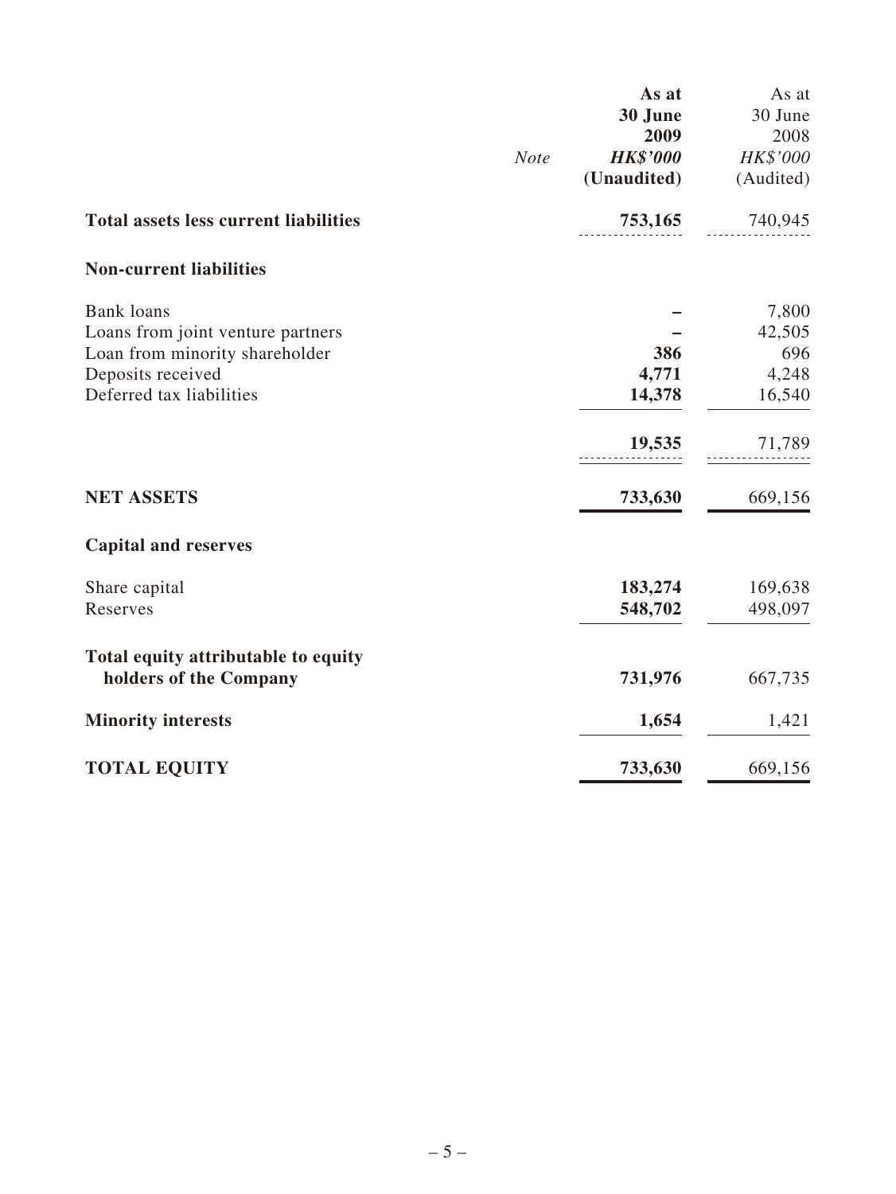| | Note | As at 30 June 2009 HK$'000 (Unaudited) | As at 30 June 2008 HK$'000 (Audited) |
|---|---|---|---|
| **Total assets less current liabilities** | | **753,165** | 740,945 |
| **Non-current liabilities** | | | |
| Bank loans | | **–** | 7,800 |
| Loans from joint venture partners | | **–** | 42,505 |
| Loan from minority shareholder | | **386** | 696 |
| Deposits received | | **4,771** | 4,248 |
| Deferred tax liabilities | | **14,378** | 16,540 |
| | | **19,535** | 71,789 |
| **NET ASSETS** | | **733,630** | 669,156 |
| **Capital and reserves** | | | |
| Share capital | | **183,274** | 169,638 |
| Reserves | | **548,702** | 498,097 |
| **Total equity attributable to equity holders of the Company** | | **731,976** | 667,735 |
| **Minority interests** | | **1,654** | 1,421 |
| **TOTAL EQUITY** | | **733,630** | 669,156 |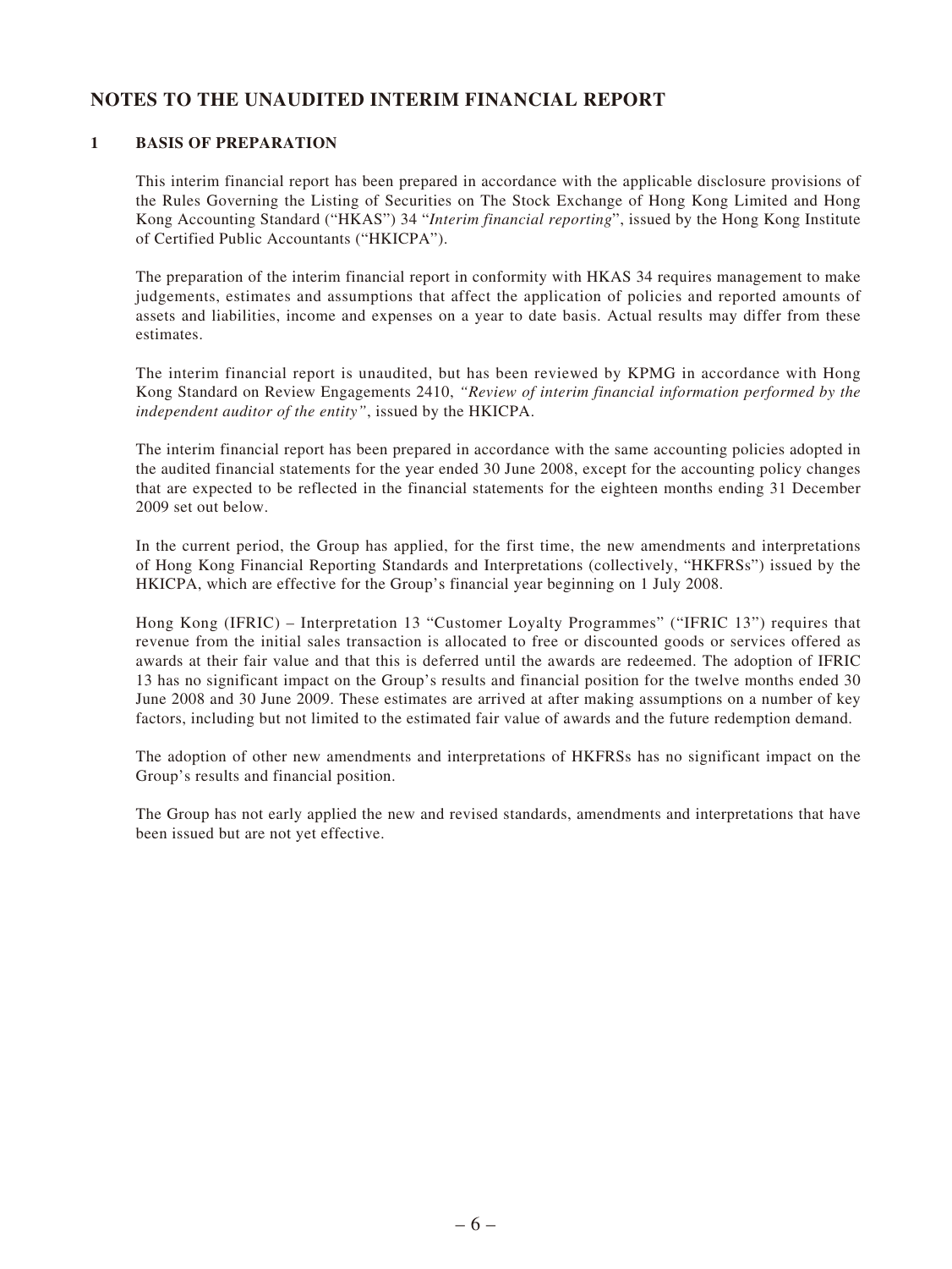# NOTES TO THE UNAUDITED INTERIM FINANCIAL REPORT

## 1 BASIS OF PREPARATION

This interim financial report has been prepared in accordance with the applicable disclosure provisions of the Rules Governing the Listing of Securities on The Stock Exchange of Hong Kong Limited and Hong Kong Accounting Standard ("HKAS") 34 "*Interim financial reporting*", issued by the Hong Kong Institute of Certified Public Accountants ("HKICPA").

The preparation of the interim financial report in conformity with HKAS 34 requires management to make judgements, estimates and assumptions that affect the application of policies and reported amounts of assets and liabilities, income and expenses on a year to date basis. Actual results may differ from these estimates.

The interim financial report is unaudited, but has been reviewed by KPMG in accordance with Hong Kong Standard on Review Engagements 2410, *"Review of interim financial information performed by the independent auditor of the entity"*, issued by the HKICPA.

The interim financial report has been prepared in accordance with the same accounting policies adopted in the audited financial statements for the year ended 30 June 2008, except for the accounting policy changes that are expected to be reflected in the financial statements for the eighteen months ending 31 December 2009 set out below.

In the current period, the Group has applied, for the first time, the new amendments and interpretations of Hong Kong Financial Reporting Standards and Interpretations (collectively, "HKFRSs") issued by the HKICPA, which are effective for the Group's financial year beginning on 1 July 2008.

Hong Kong (IFRIC) – Interpretation 13 "Customer Loyalty Programmes" ("IFRIC 13") requires that revenue from the initial sales transaction is allocated to free or discounted goods or services offered as awards at their fair value and that this is deferred until the awards are redeemed. The adoption of IFRIC 13 has no significant impact on the Group's results and financial position for the twelve months ended 30 June 2008 and 30 June 2009. These estimates are arrived at after making assumptions on a number of key factors, including but not limited to the estimated fair value of awards and the future redemption demand.

The adoption of other new amendments and interpretations of HKFRSs has no significant impact on the Group's results and financial position.

The Group has not early applied the new and revised standards, amendments and interpretations that have been issued but are not yet effective.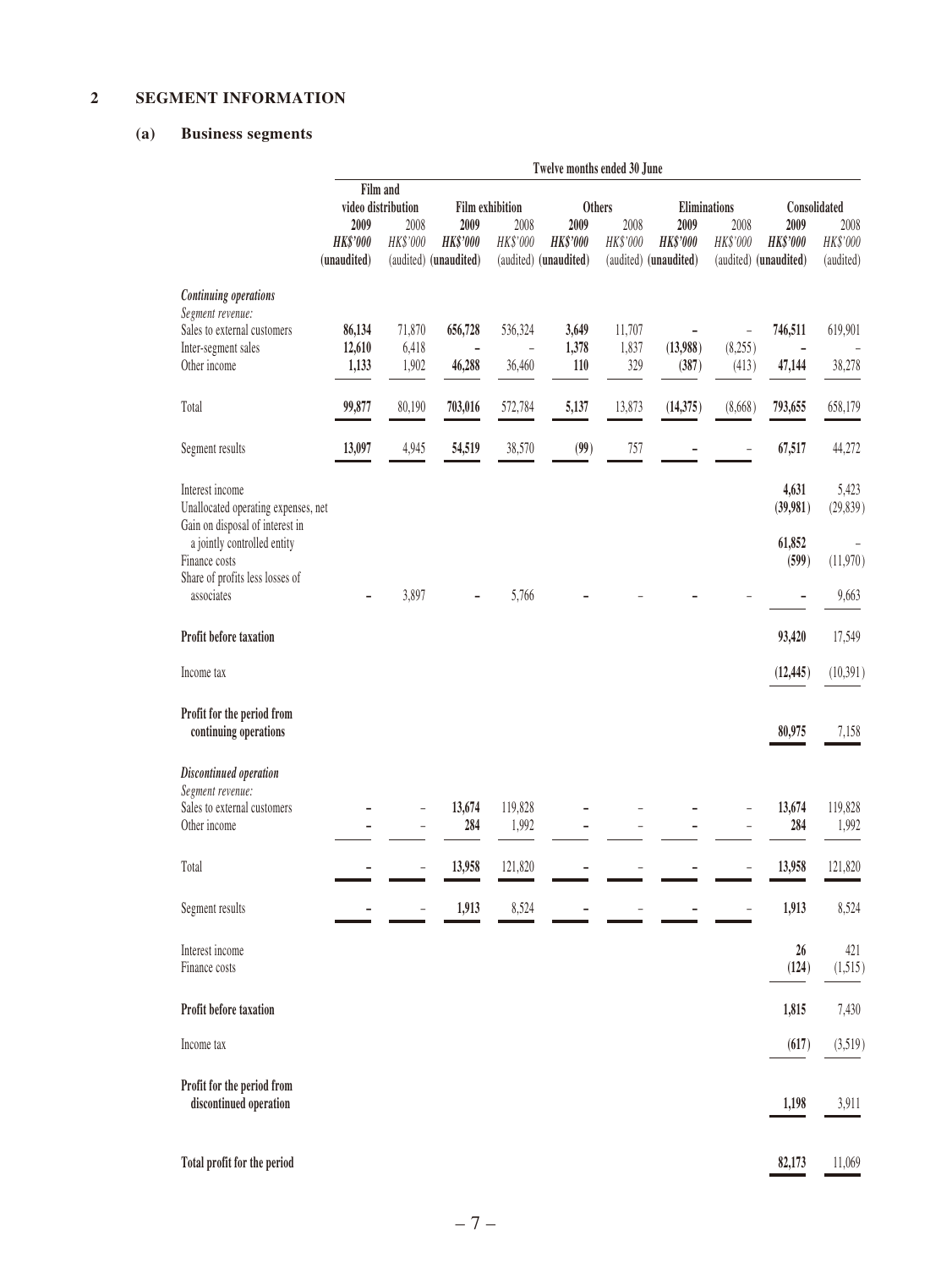## 2 SEGMENT INFORMATION

### (a) Business segments

| | Twelve months ended 30 June | | | | | | | | | |
|---|---|---|---|---|---|---|---|---|---|---|
| | Film and video distribution | | Film exhibition | | Others | | Eliminations | | Consolidated | |
| | **2009** | 2008 | **2009** | 2008 | **2009** | 2008 | **2009** | 2008 | **2009** | 2008 |
| | ***HK$'000*** | *HK$'000* | ***HK$'000*** | *HK$'000* | ***HK$'000*** | *HK$'000* | ***HK$'000*** | *HK$'000* | ***HK$'000*** | *HK$'000* |
| | **(unaudited)** | (audited) | **(unaudited)** | (audited) | **(unaudited)** | (audited) | **(unaudited)** | (audited) | **(unaudited)** | (audited) |
| ***Continuing operations*** | | | | | | | | | | |
| *Segment revenue:* | | | | | | | | | | |
| Sales to external customers | **86,134** | 71,870 | **656,728** | 536,324 | **3,649** | 11,707 | **–** | – | **746,511** | 619,901 |
| Inter-segment sales | **12,610** | 6,418 | **–** | – | **1,378** | 1,837 | **(13,988)** | (8,255) | **–** | – |
| Other income | **1,133** | 1,902 | **46,288** | 36,460 | **110** | 329 | **(387)** | (413) | **47,144** | 38,278 |
| Total | **99,877** | 80,190 | **703,016** | 572,784 | **5,137** | 13,873 | **(14,375)** | (8,668) | **793,655** | 658,179 |
| Segment results | **13,097** | 4,945 | **54,519** | 38,570 | **(99)** | 757 | **–** | – | **67,517** | 44,272 |
| Interest income | | | | | | | | | **4,631** | 5,423 |
| Unallocated operating expenses, net | | | | | | | | | **(39,981)** | (29,839) |
| Gain on disposal of interest in a jointly controlled entity | | | | | | | | | **61,852** | – |
| Finance costs | | | | | | | | | **(599)** | (11,970) |
| Share of profits less losses of associates | **–** | 3,897 | **–** | 5,766 | **–** | – | **–** | – | **–** | 9,663 |
| **Profit before taxation** | | | | | | | | | **93,420** | 17,549 |
| Income tax | | | | | | | | | **(12,445)** | (10,391) |
| **Profit for the period from continuing operations** | | | | | | | | | **80,975** | 7,158 |
| ***Discontinued operation*** | | | | | | | | | | |
| *Segment revenue:* | | | | | | | | | | |
| Sales to external customers | **–** | – | **13,674** | 119,828 | **–** | – | **–** | – | **13,674** | 119,828 |
| Other income | **–** | – | **284** | 1,992 | **–** | – | **–** | – | **284** | 1,992 |
| Total | **–** | – | **13,958** | 121,820 | **–** | – | **–** | – | **13,958** | 121,820 |
| Segment results | **–** | – | **1,913** | 8,524 | **–** | – | **–** | – | **1,913** | 8,524 |
| Interest income | | | | | | | | | **26** | 421 |
| Finance costs | | | | | | | | | **(124)** | (1,515) |
| **Profit before taxation** | | | | | | | | | **1,815** | 7,430 |
| Income tax | | | | | | | | | **(617)** | (3,519) |
| **Profit for the period from discontinued operation** | | | | | | | | | **1,198** | 3,911 |
| **Total profit for the period** | | | | | | | | | **82,173** | 11,069 |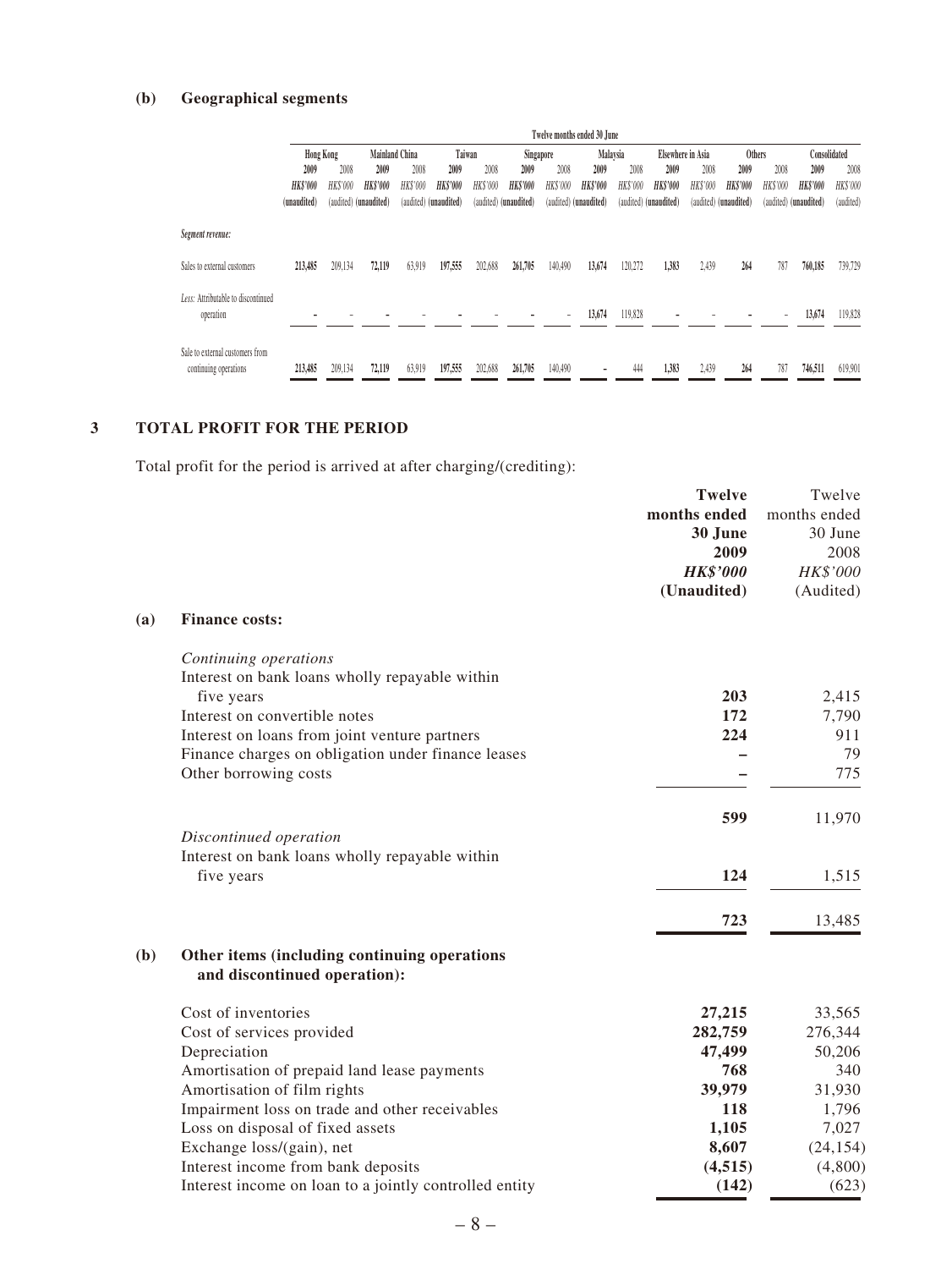**(b) Geographical segments**

| | Twelve months ended 30 June | | | | | | | | | | | | | | | |
|---|---|---|---|---|---|---|---|---|---|---|---|---|---|---|---|---|
| | Hong Kong | | Mainland China | | Taiwan | | Singapore | | Malaysia | | Elsewhere in Asia | | Others | | Consolidated | |
| | 2009 | 2008 | 2009 | 2008 | 2009 | 2008 | 2009 | 2008 | 2009 | 2008 | 2009 | 2008 | 2009 | 2008 | 2009 | 2008 |
| | HK$'000 | HK$'000 | HK$'000 | HK$'000 | HK$'000 | HK$'000 | HK$'000 | HK$'000 | HK$'000 | HK$'000 | HK$'000 | HK$'000 | HK$'000 | HK$'000 | HK$'000 | HK$'000 |
| | (unaudited) | (audited) | (unaudited) | (audited) | (unaudited) | (audited) | (unaudited) | (audited) | (unaudited) | (audited) | (unaudited) | (audited) | (unaudited) | (audited) | (unaudited) | (audited) |
| *Segment revenue:* | | | | | | | | | | | | | | | | |
| Sales to external customers | **213,485** | 209,134 | **72,119** | 63,919 | **197,555** | 202,688 | **261,705** | 140,490 | **13,674** | 120,272 | **1,383** | 2,439 | **264** | 787 | **760,185** | 739,729 |
| *Less:* Attributable to discontinued operation | **–** | – | **–** | – | **–** | – | **–** | – | **13,674** | 119,828 | **–** | – | **–** | – | **13,674** | 119,828 |
| Sale to external customers from continuing operations | **213,485** | 209,134 | **72,119** | 63,919 | **197,555** | 202,688 | **261,705** | 140,490 | **–** | 444 | **1,383** | 2,439 | **264** | 787 | **746,511** | 619,901 |

## 3 TOTAL PROFIT FOR THE PERIOD

Total profit for the period is arrived at after charging/(crediting):

| | **Twelve months ended 30 June 2009** | Twelve months ended 30 June 2008 |
|---|---|---|
| | ***HK$'000*** | *HK$'000* |
| | **(Unaudited)** | (Audited) |
| **(a) Finance costs:** | | |
| *Continuing operations* | | |
| Interest on bank loans wholly repayable within five years | **203** | 2,415 |
| Interest on convertible notes | **172** | 7,790 |
| Interest on loans from joint venture partners | **224** | 911 |
| Finance charges on obligation under finance leases | **–** | 79 |
| Other borrowing costs | **–** | 775 |
| | **599** | 11,970 |
| *Discontinued operation* | | |
| Interest on bank loans wholly repayable within five years | **124** | 1,515 |
| | **723** | 13,485 |
| **(b) Other items (including continuing operations and discontinued operation):** | | |
| Cost of inventories | **27,215** | 33,565 |
| Cost of services provided | **282,759** | 276,344 |
| Depreciation | **47,499** | 50,206 |
| Amortisation of prepaid land lease payments | **768** | 340 |
| Amortisation of film rights | **39,979** | 31,930 |
| Impairment loss on trade and other receivables | **118** | 1,796 |
| Loss on disposal of fixed assets | **1,105** | 7,027 |
| Exchange loss/(gain), net | **8,607** | (24,154) |
| Interest income from bank deposits | **(4,515)** | (4,800) |
| Interest income on loan to a jointly controlled entity | **(142)** | (623) |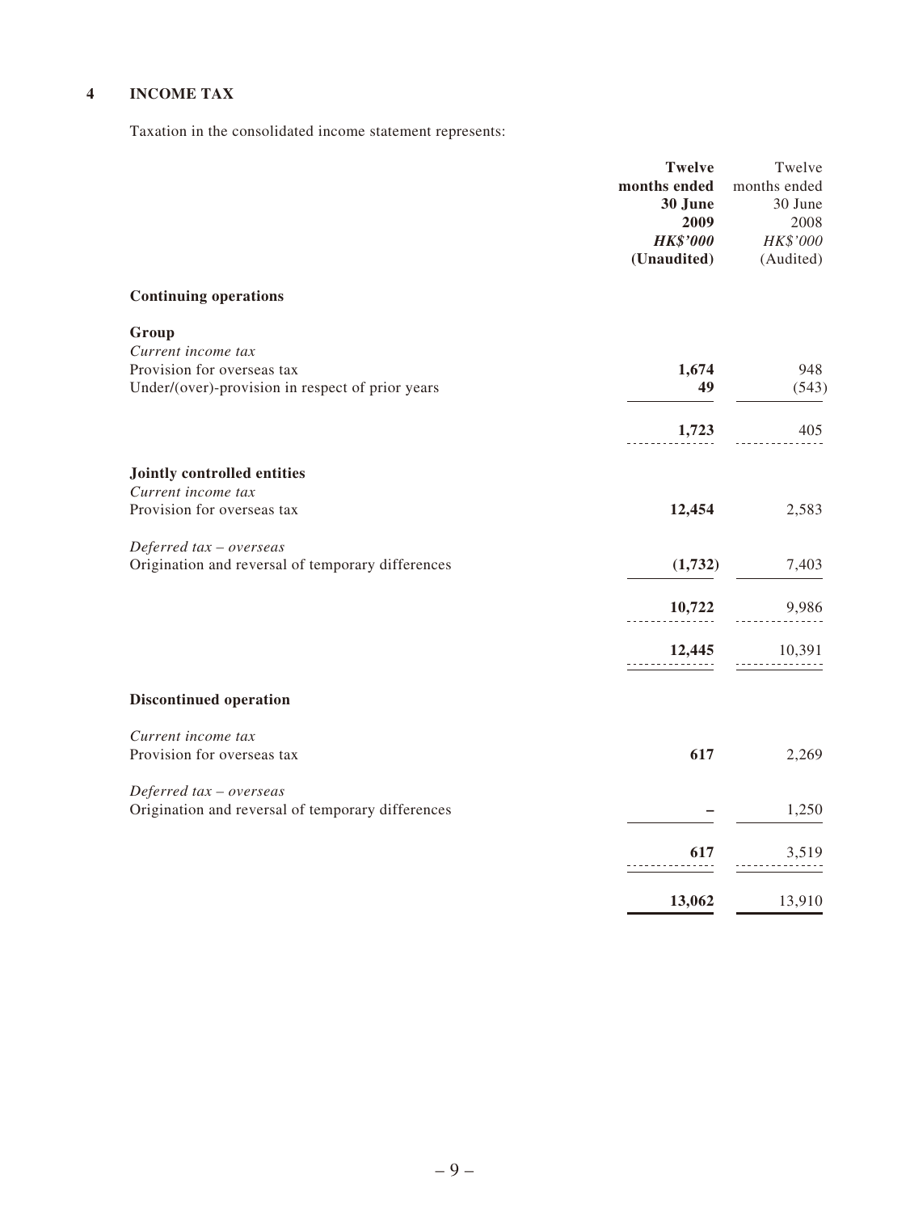## 4 INCOME TAX

Taxation in the consolidated income statement represents:

| | **Twelve months ended 30 June 2009** | Twelve months ended 30 June 2008 |
|---|---|---|
| | ***HK$'000*** | *HK$'000* |
| | **(Unaudited)** | (Audited) |
| **Continuing operations** | | |
| **Group** | | |
| *Current income tax* | | |
| Provision for overseas tax | **1,674** | 948 |
| Under/(over)-provision in respect of prior years | **49** | (543) |
| | **1,723** | 405 |
| **Jointly controlled entities** | | |
| *Current income tax* | | |
| Provision for overseas tax | **12,454** | 2,583 |
| *Deferred tax – overseas* | | |
| Origination and reversal of temporary differences | **(1,732)** | 7,403 |
| | **10,722** | 9,986 |
| | **12,445** | 10,391 |
| **Discontinued operation** | | |
| *Current income tax* | | |
| Provision for overseas tax | **617** | 2,269 |
| *Deferred tax – overseas* | | |
| Origination and reversal of temporary differences | **–** | 1,250 |
| | **617** | 3,519 |
| | **13,062** | 13,910 |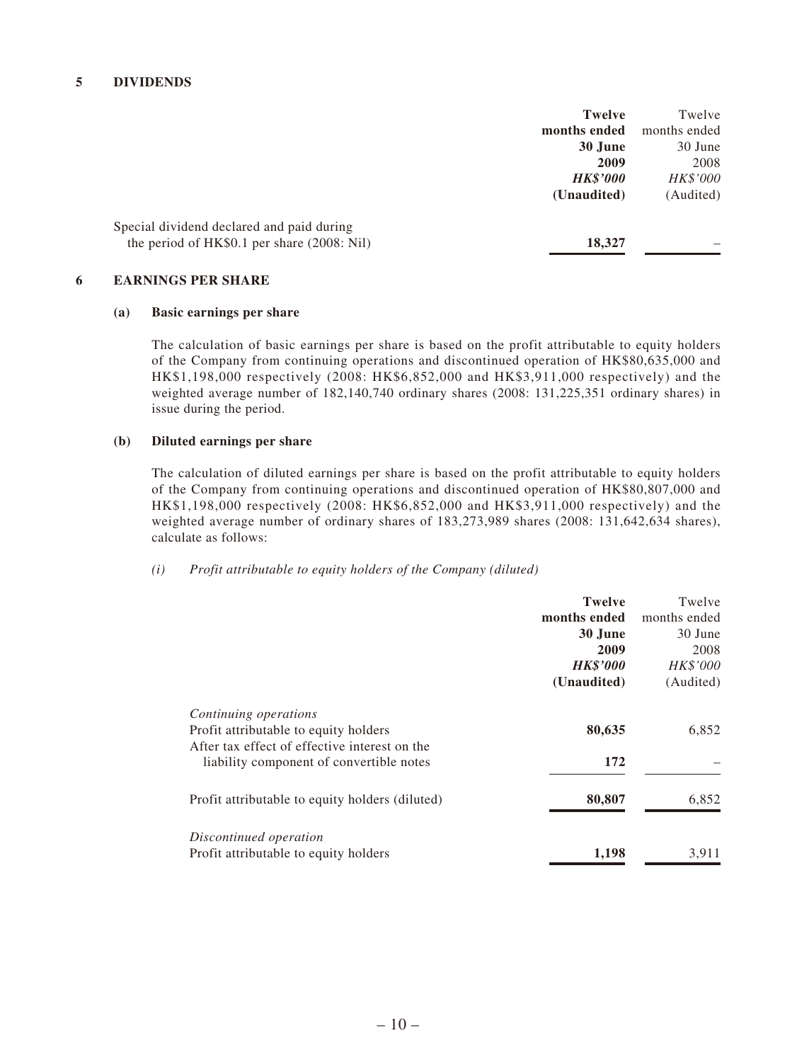## 5 DIVIDENDS

| | **Twelve months ended 30 June 2009** | Twelve months ended 30 June 2008 |
|---|---|---|
| | ***HK$'000*** | *HK$'000* |
| | **(Unaudited)** | (Audited) |
| Special dividend declared and paid during the period of HK$0.1 per share (2008: Nil) | **18,327** | – |

## 6 EARNINGS PER SHARE

### (a) Basic earnings per share

The calculation of basic earnings per share is based on the profit attributable to equity holders of the Company from continuing operations and discontinued operation of HK$80,635,000 and HK$1,198,000 respectively (2008: HK$6,852,000 and HK$3,911,000 respectively) and the weighted average number of 182,140,740 ordinary shares (2008: 131,225,351 ordinary shares) in issue during the period.

### (b) Diluted earnings per share

The calculation of diluted earnings per share is based on the profit attributable to equity holders of the Company from continuing operations and discontinued operation of HK$80,807,000 and HK$1,198,000 respectively (2008: HK$6,852,000 and HK$3,911,000 respectively) and the weighted average number of ordinary shares of 183,273,989 shares (2008: 131,642,634 shares), calculate as follows:

*(i) Profit attributable to equity holders of the Company (diluted)*

| | **Twelve months ended 30 June 2009** | Twelve months ended 30 June 2008 |
|---|---|---|
| | ***HK$'000*** | *HK$'000* |
| | **(Unaudited)** | (Audited) |
| *Continuing operations* | | |
| Profit attributable to equity holders | **80,635** | 6,852 |
| After tax effect of effective interest on the liability component of convertible notes | **172** | – |
| Profit attributable to equity holders (diluted) | **80,807** | 6,852 |
| *Discontinued operation* | | |
| Profit attributable to equity holders | **1,198** | 3,911 |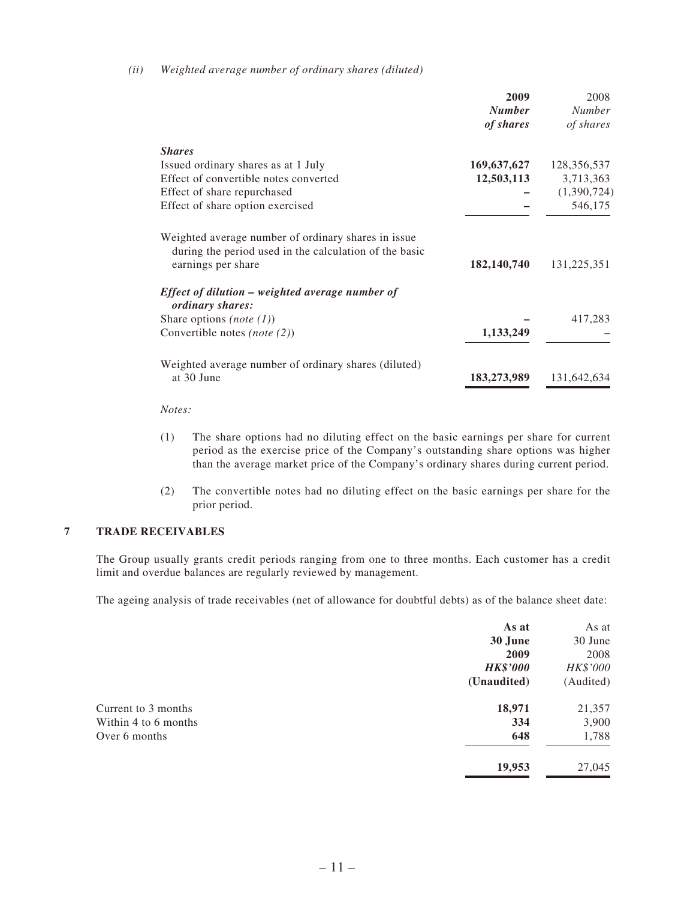*(ii) Weighted average number of ordinary shares (diluted)*

| | **2009** | 2008 |
|---|---|---|
| | ***Number of shares*** | *Number of shares* |
| ***Shares*** | | |
| Issued ordinary shares as at 1 July | **169,637,627** | 128,356,537 |
| Effect of convertible notes converted | **12,503,113** | 3,713,363 |
| Effect of share repurchased | **–** | (1,390,724) |
| Effect of share option exercised | **–** | 546,175 |
| Weighted average number of ordinary shares in issue during the period used in the calculation of the basic earnings per share | **182,140,740** | 131,225,351 |
| ***Effect of dilution – weighted average number of ordinary shares:*** | | |
| Share options *(note (1))* | **–** | 417,283 |
| Convertible notes *(note (2))* | **1,133,249** | – |
| Weighted average number of ordinary shares (diluted) at 30 June | **183,273,989** | 131,642,634 |

*Notes:*

(1) The share options had no diluting effect on the basic earnings per share for current period as the exercise price of the Company's outstanding share options was higher than the average market price of the Company's ordinary shares during current period.

(2) The convertible notes had no diluting effect on the basic earnings per share for the prior period.

## 7 TRADE RECEIVABLES

The Group usually grants credit periods ranging from one to three months. Each customer has a credit limit and overdue balances are regularly reviewed by management.

The ageing analysis of trade receivables (net of allowance for doubtful debts) as of the balance sheet date:

| | **As at 30 June 2009** | As at 30 June 2008 |
|---|---|---|
| | ***HK$'000*** | *HK$'000* |
| | **(Unaudited)** | (Audited) |
| Current to 3 months | **18,971** | 21,357 |
| Within 4 to 6 months | **334** | 3,900 |
| Over 6 months | **648** | 1,788 |
| | **19,953** | 27,045 |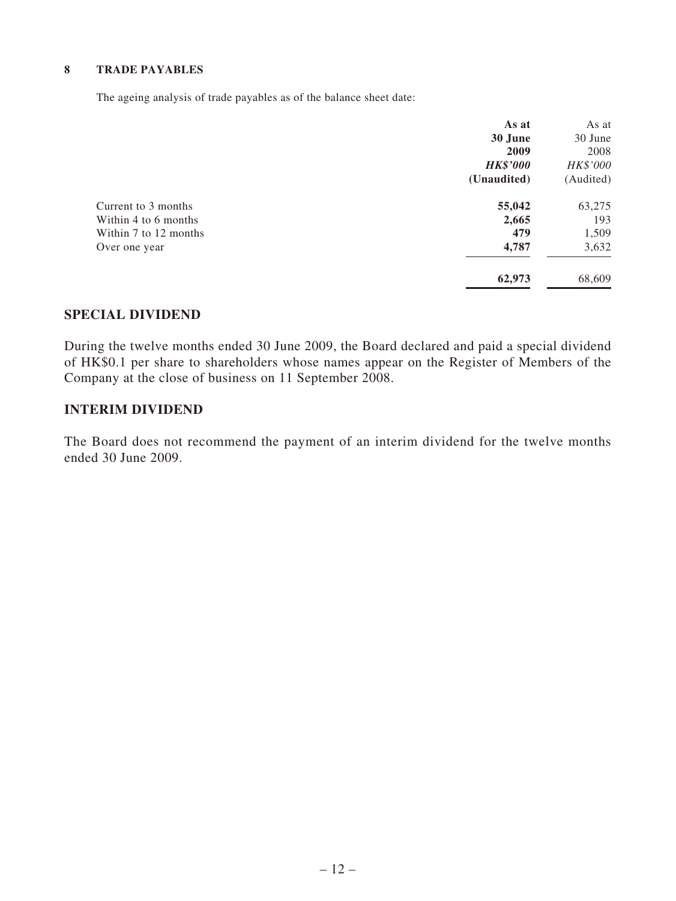### 8 TRADE PAYABLES

The ageing analysis of trade payables as of the balance sheet date:

| | **As at 30 June 2009** | As at 30 June 2008 |
|---|---|---|
| | ***HK$'000*** | *HK$'000* |
| | **(Unaudited)** | (Audited) |
| Current to 3 months | **55,042** | 63,275 |
| Within 4 to 6 months | **2,665** | 193 |
| Within 7 to 12 months | **479** | 1,509 |
| Over one year | **4,787** | 3,632 |
| | **62,973** | 68,609 |

## SPECIAL DIVIDEND

During the twelve months ended 30 June 2009, the Board declared and paid a special dividend of HK$0.1 per share to shareholders whose names appear on the Register of Members of the Company at the close of business on 11 September 2008.

## INTERIM DIVIDEND

The Board does not recommend the payment of an interim dividend for the twelve months ended 30 June 2009.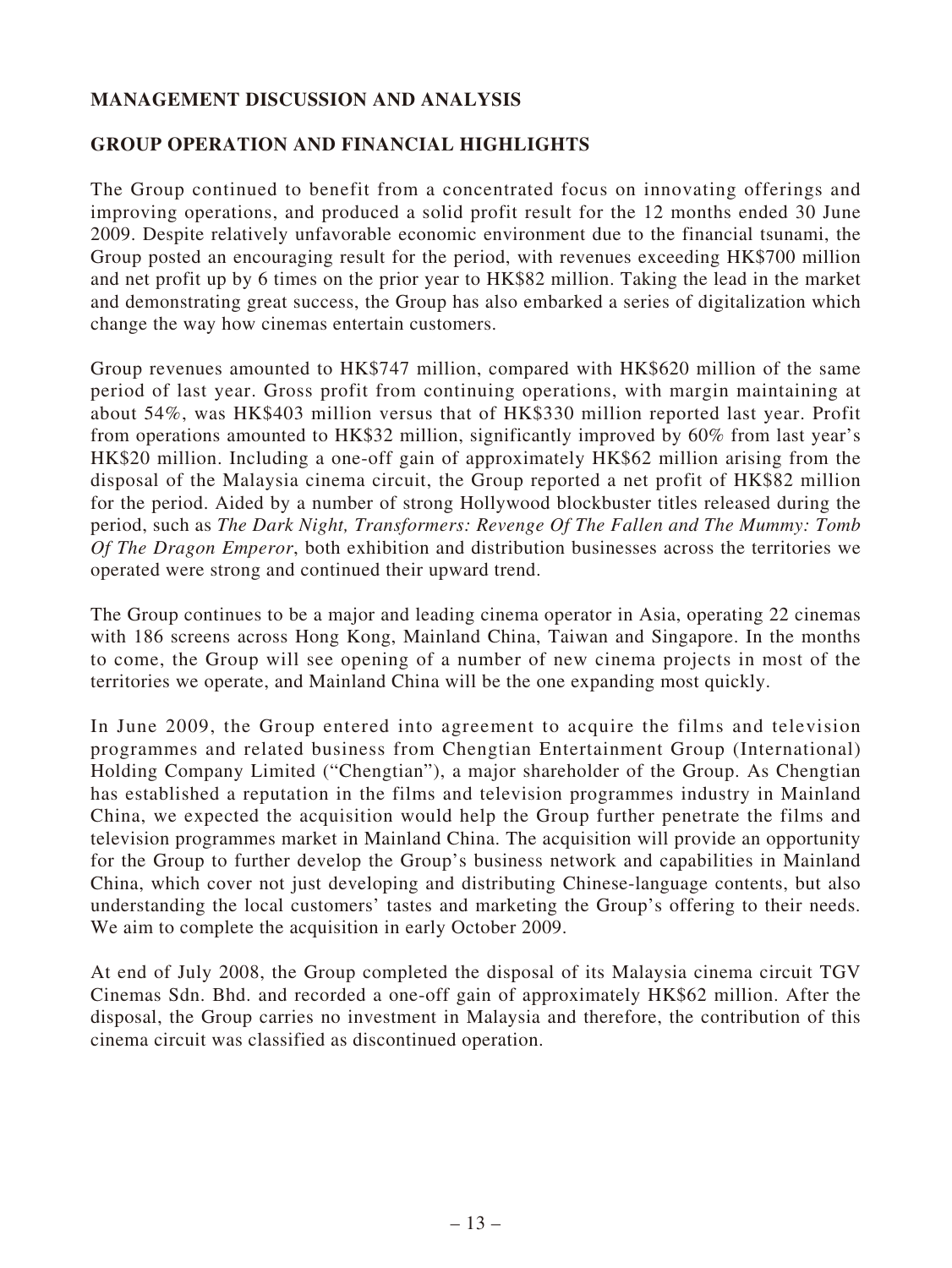## MANAGEMENT DISCUSSION AND ANALYSIS

## GROUP OPERATION AND FINANCIAL HIGHLIGHTS

The Group continued to benefit from a concentrated focus on innovating offerings and improving operations, and produced a solid profit result for the 12 months ended 30 June 2009. Despite relatively unfavorable economic environment due to the financial tsunami, the Group posted an encouraging result for the period, with revenues exceeding HK$700 million and net profit up by 6 times on the prior year to HK$82 million. Taking the lead in the market and demonstrating great success, the Group has also embarked a series of digitalization which change the way how cinemas entertain customers.

Group revenues amounted to HK$747 million, compared with HK$620 million of the same period of last year. Gross profit from continuing operations, with margin maintaining at about 54%, was HK$403 million versus that of HK$330 million reported last year. Profit from operations amounted to HK$32 million, significantly improved by 60% from last year's HK$20 million. Including a one-off gain of approximately HK$62 million arising from the disposal of the Malaysia cinema circuit, the Group reported a net profit of HK$82 million for the period. Aided by a number of strong Hollywood blockbuster titles released during the period, such as *The Dark Night, Transformers: Revenge Of The Fallen and The Mummy: Tomb Of The Dragon Emperor*, both exhibition and distribution businesses across the territories we operated were strong and continued their upward trend.

The Group continues to be a major and leading cinema operator in Asia, operating 22 cinemas with 186 screens across Hong Kong, Mainland China, Taiwan and Singapore. In the months to come, the Group will see opening of a number of new cinema projects in most of the territories we operate, and Mainland China will be the one expanding most quickly.

In June 2009, the Group entered into agreement to acquire the films and television programmes and related business from Chengtian Entertainment Group (International) Holding Company Limited ("Chengtian"), a major shareholder of the Group. As Chengtian has established a reputation in the films and television programmes industry in Mainland China, we expected the acquisition would help the Group further penetrate the films and television programmes market in Mainland China. The acquisition will provide an opportunity for the Group to further develop the Group's business network and capabilities in Mainland China, which cover not just developing and distributing Chinese-language contents, but also understanding the local customers' tastes and marketing the Group's offering to their needs. We aim to complete the acquisition in early October 2009.

At end of July 2008, the Group completed the disposal of its Malaysia cinema circuit TGV Cinemas Sdn. Bhd. and recorded a one-off gain of approximately HK$62 million. After the disposal, the Group carries no investment in Malaysia and therefore, the contribution of this cinema circuit was classified as discontinued operation.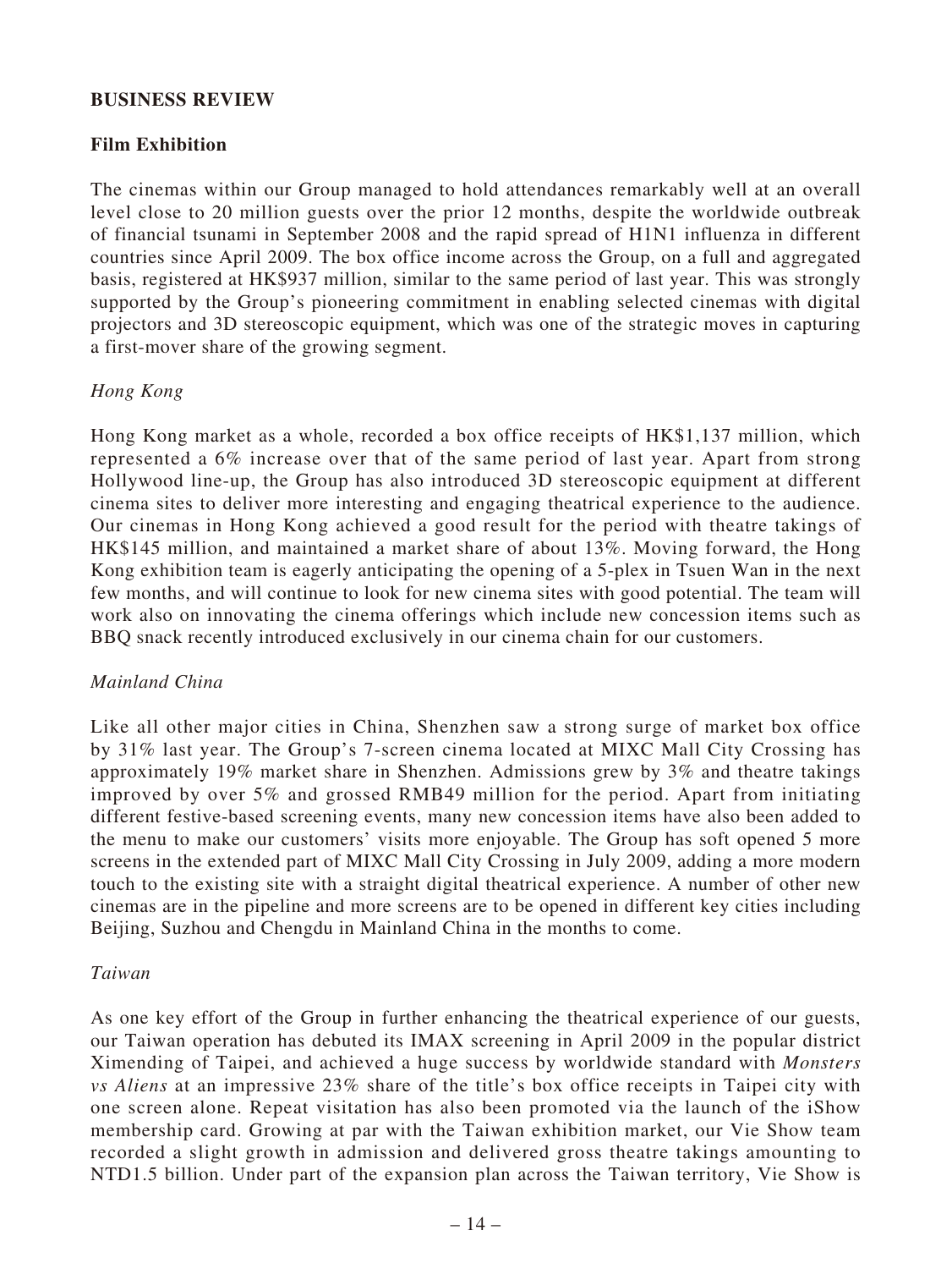## BUSINESS REVIEW

### Film Exhibition

The cinemas within our Group managed to hold attendances remarkably well at an overall level close to 20 million guests over the prior 12 months, despite the worldwide outbreak of financial tsunami in September 2008 and the rapid spread of H1N1 influenza in different countries since April 2009. The box office income across the Group, on a full and aggregated basis, registered at HK$937 million, similar to the same period of last year. This was strongly supported by the Group's pioneering commitment in enabling selected cinemas with digital projectors and 3D stereoscopic equipment, which was one of the strategic moves in capturing a first-mover share of the growing segment.

*Hong Kong*

Hong Kong market as a whole, recorded a box office receipts of HK$1,137 million, which represented a 6% increase over that of the same period of last year. Apart from strong Hollywood line-up, the Group has also introduced 3D stereoscopic equipment at different cinema sites to deliver more interesting and engaging theatrical experience to the audience. Our cinemas in Hong Kong achieved a good result for the period with theatre takings of HK$145 million, and maintained a market share of about 13%. Moving forward, the Hong Kong exhibition team is eagerly anticipating the opening of a 5-plex in Tsuen Wan in the next few months, and will continue to look for new cinema sites with good potential. The team will work also on innovating the cinema offerings which include new concession items such as BBQ snack recently introduced exclusively in our cinema chain for our customers.

*Mainland China*

Like all other major cities in China, Shenzhen saw a strong surge of market box office by 31% last year. The Group's 7-screen cinema located at MIXC Mall City Crossing has approximately 19% market share in Shenzhen. Admissions grew by 3% and theatre takings improved by over 5% and grossed RMB49 million for the period. Apart from initiating different festive-based screening events, many new concession items have also been added to the menu to make our customers' visits more enjoyable. The Group has soft opened 5 more screens in the extended part of MIXC Mall City Crossing in July 2009, adding a more modern touch to the existing site with a straight digital theatrical experience. A number of other new cinemas are in the pipeline and more screens are to be opened in different key cities including Beijing, Suzhou and Chengdu in Mainland China in the months to come.

*Taiwan*

As one key effort of the Group in further enhancing the theatrical experience of our guests, our Taiwan operation has debuted its IMAX screening in April 2009 in the popular district Ximending of Taipei, and achieved a huge success by worldwide standard with *Monsters vs Aliens* at an impressive 23% share of the title's box office receipts in Taipei city with one screen alone. Repeat visitation has also been promoted via the launch of the iShow membership card. Growing at par with the Taiwan exhibition market, our Vie Show team recorded a slight growth in admission and delivered gross theatre takings amounting to NTD1.5 billion. Under part of the expansion plan across the Taiwan territory, Vie Show is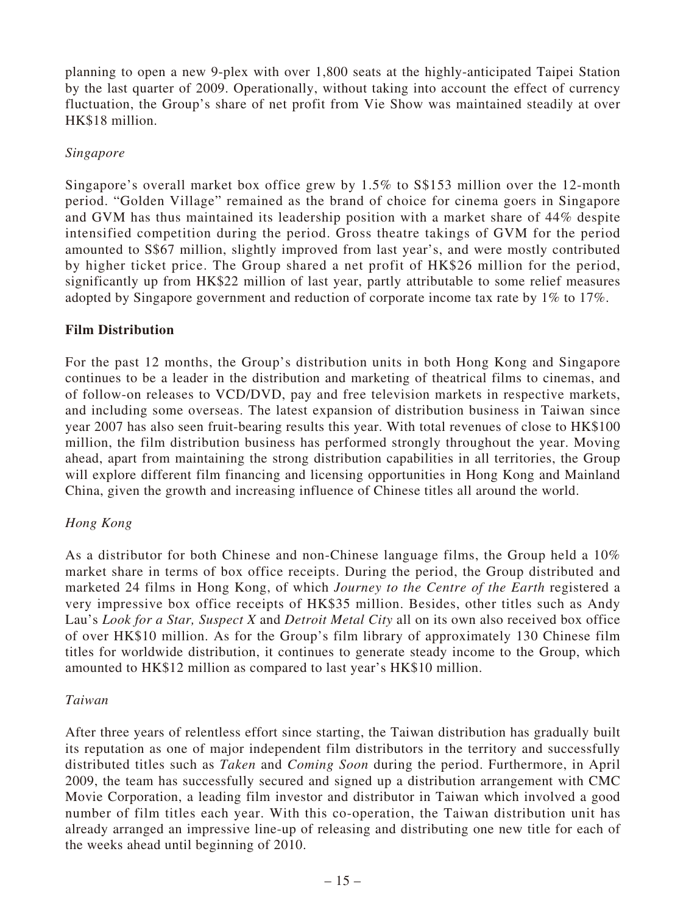planning to open a new 9-plex with over 1,800 seats at the highly-anticipated Taipei Station by the last quarter of 2009. Operationally, without taking into account the effect of currency fluctuation, the Group's share of net profit from Vie Show was maintained steadily at over HK$18 million.

*Singapore*

Singapore's overall market box office grew by 1.5% to S$153 million over the 12-month period. "Golden Village" remained as the brand of choice for cinema goers in Singapore and GVM has thus maintained its leadership position with a market share of 44% despite intensified competition during the period. Gross theatre takings of GVM for the period amounted to S$67 million, slightly improved from last year's, and were mostly contributed by higher ticket price. The Group shared a net profit of HK$26 million for the period, significantly up from HK$22 million of last year, partly attributable to some relief measures adopted by Singapore government and reduction of corporate income tax rate by 1% to 17%.

**Film Distribution**

For the past 12 months, the Group's distribution units in both Hong Kong and Singapore continues to be a leader in the distribution and marketing of theatrical films to cinemas, and of follow-on releases to VCD/DVD, pay and free television markets in respective markets, and including some overseas. The latest expansion of distribution business in Taiwan since year 2007 has also seen fruit-bearing results this year. With total revenues of close to HK$100 million, the film distribution business has performed strongly throughout the year. Moving ahead, apart from maintaining the strong distribution capabilities in all territories, the Group will explore different film financing and licensing opportunities in Hong Kong and Mainland China, given the growth and increasing influence of Chinese titles all around the world.

*Hong Kong*

As a distributor for both Chinese and non-Chinese language films, the Group held a 10% market share in terms of box office receipts. During the period, the Group distributed and marketed 24 films in Hong Kong, of which *Journey to the Centre of the Earth* registered a very impressive box office receipts of HK$35 million. Besides, other titles such as Andy Lau's *Look for a Star, Suspect X* and *Detroit Metal City* all on its own also received box office of over HK$10 million. As for the Group's film library of approximately 130 Chinese film titles for worldwide distribution, it continues to generate steady income to the Group, which amounted to HK$12 million as compared to last year's HK$10 million.

*Taiwan*

After three years of relentless effort since starting, the Taiwan distribution has gradually built its reputation as one of major independent film distributors in the territory and successfully distributed titles such as *Taken* and *Coming Soon* during the period. Furthermore, in April 2009, the team has successfully secured and signed up a distribution arrangement with CMC Movie Corporation, a leading film investor and distributor in Taiwan which involved a good number of film titles each year. With this co-operation, the Taiwan distribution unit has already arranged an impressive line-up of releasing and distributing one new title for each of the weeks ahead until beginning of 2010.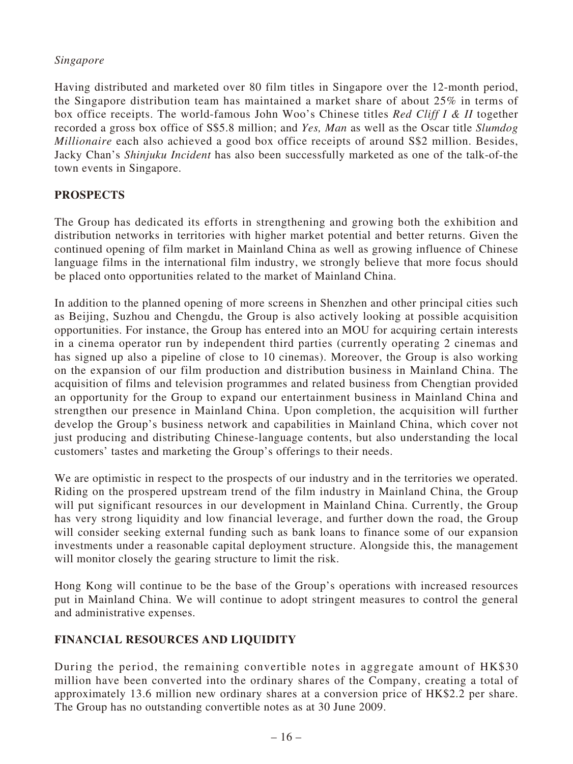*Singapore*

Having distributed and marketed over 80 film titles in Singapore over the 12-month period, the Singapore distribution team has maintained a market share of about 25% in terms of box office receipts. The world-famous John Woo's Chinese titles *Red Cliff I & II* together recorded a gross box office of S$5.8 million; and *Yes, Man* as well as the Oscar title *Slumdog Millionaire* each also achieved a good box office receipts of around S$2 million. Besides, Jacky Chan's *Shinjuku Incident* has also been successfully marketed as one of the talk-of-the town events in Singapore.

## PROSPECTS

The Group has dedicated its efforts in strengthening and growing both the exhibition and distribution networks in territories with higher market potential and better returns. Given the continued opening of film market in Mainland China as well as growing influence of Chinese language films in the international film industry, we strongly believe that more focus should be placed onto opportunities related to the market of Mainland China.

In addition to the planned opening of more screens in Shenzhen and other principal cities such as Beijing, Suzhou and Chengdu, the Group is also actively looking at possible acquisition opportunities. For instance, the Group has entered into an MOU for acquiring certain interests in a cinema operator run by independent third parties (currently operating 2 cinemas and has signed up also a pipeline of close to 10 cinemas). Moreover, the Group is also working on the expansion of our film production and distribution business in Mainland China. The acquisition of films and television programmes and related business from Chengtian provided an opportunity for the Group to expand our entertainment business in Mainland China and strengthen our presence in Mainland China. Upon completion, the acquisition will further develop the Group's business network and capabilities in Mainland China, which cover not just producing and distributing Chinese-language contents, but also understanding the local customers' tastes and marketing the Group's offerings to their needs.

We are optimistic in respect to the prospects of our industry and in the territories we operated. Riding on the prospered upstream trend of the film industry in Mainland China, the Group will put significant resources in our development in Mainland China. Currently, the Group has very strong liquidity and low financial leverage, and further down the road, the Group will consider seeking external funding such as bank loans to finance some of our expansion investments under a reasonable capital deployment structure. Alongside this, the management will monitor closely the gearing structure to limit the risk.

Hong Kong will continue to be the base of the Group's operations with increased resources put in Mainland China. We will continue to adopt stringent measures to control the general and administrative expenses.

## FINANCIAL RESOURCES AND LIQUIDITY

During the period, the remaining convertible notes in aggregate amount of HK$30 million have been converted into the ordinary shares of the Company, creating a total of approximately 13.6 million new ordinary shares at a conversion price of HK$2.2 per share. The Group has no outstanding convertible notes as at 30 June 2009.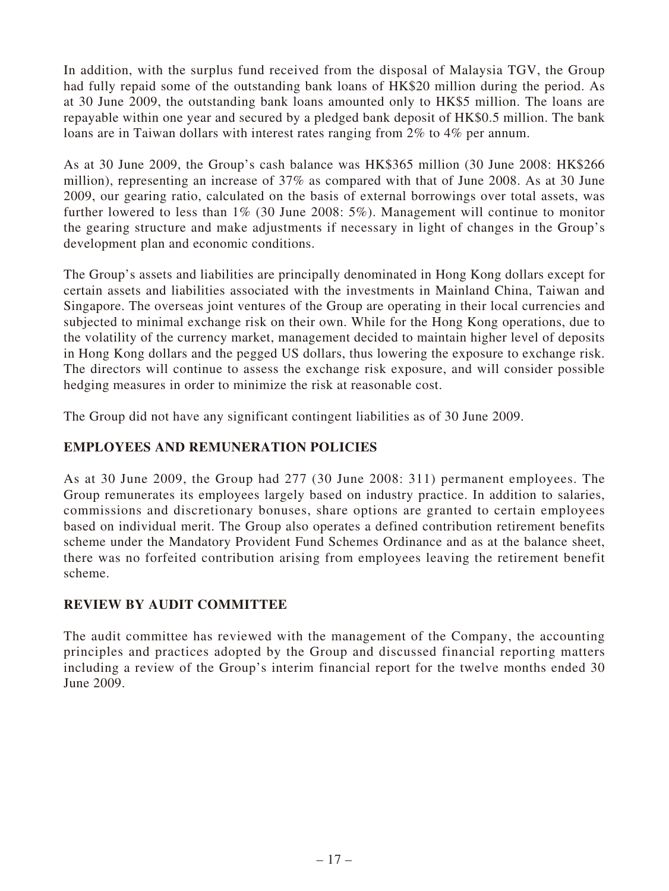In addition, with the surplus fund received from the disposal of Malaysia TGV, the Group had fully repaid some of the outstanding bank loans of HK$20 million during the period. As at 30 June 2009, the outstanding bank loans amounted only to HK$5 million. The loans are repayable within one year and secured by a pledged bank deposit of HK$0.5 million. The bank loans are in Taiwan dollars with interest rates ranging from 2% to 4% per annum.

As at 30 June 2009, the Group's cash balance was HK$365 million (30 June 2008: HK$266 million), representing an increase of 37% as compared with that of June 2008. As at 30 June 2009, our gearing ratio, calculated on the basis of external borrowings over total assets, was further lowered to less than 1% (30 June 2008: 5%). Management will continue to monitor the gearing structure and make adjustments if necessary in light of changes in the Group's development plan and economic conditions.

The Group's assets and liabilities are principally denominated in Hong Kong dollars except for certain assets and liabilities associated with the investments in Mainland China, Taiwan and Singapore. The overseas joint ventures of the Group are operating in their local currencies and subjected to minimal exchange risk on their own. While for the Hong Kong operations, due to the volatility of the currency market, management decided to maintain higher level of deposits in Hong Kong dollars and the pegged US dollars, thus lowering the exposure to exchange risk. The directors will continue to assess the exchange risk exposure, and will consider possible hedging measures in order to minimize the risk at reasonable cost.

The Group did not have any significant contingent liabilities as of 30 June 2009.

## EMPLOYEES AND REMUNERATION POLICIES

As at 30 June 2009, the Group had 277 (30 June 2008: 311) permanent employees. The Group remunerates its employees largely based on industry practice. In addition to salaries, commissions and discretionary bonuses, share options are granted to certain employees based on individual merit. The Group also operates a defined contribution retirement benefits scheme under the Mandatory Provident Fund Schemes Ordinance and as at the balance sheet, there was no forfeited contribution arising from employees leaving the retirement benefit scheme.

## REVIEW BY AUDIT COMMITTEE

The audit committee has reviewed with the management of the Company, the accounting principles and practices adopted by the Group and discussed financial reporting matters including a review of the Group's interim financial report for the twelve months ended 30 June 2009.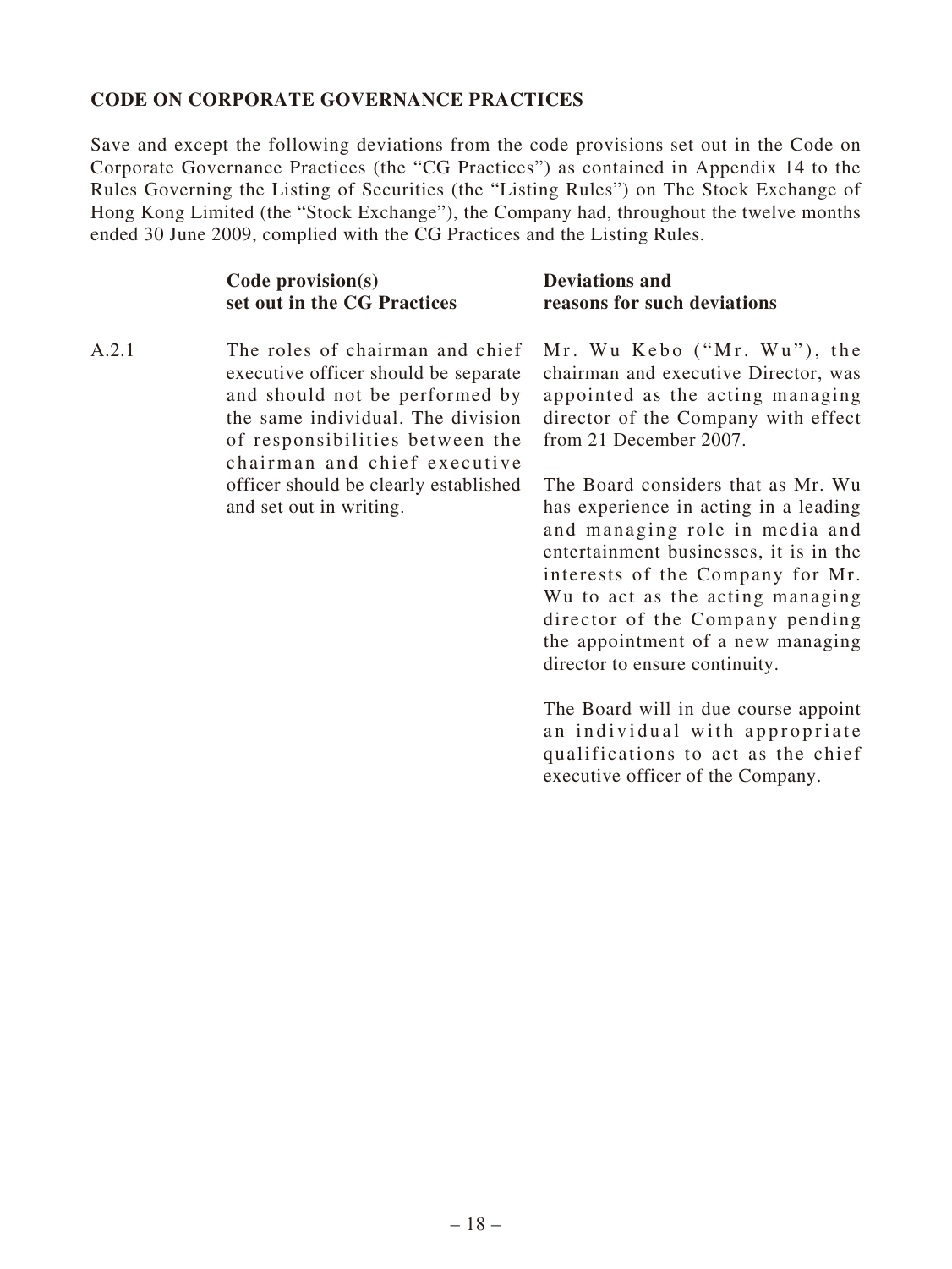## CODE ON CORPORATE GOVERNANCE PRACTICES

Save and except the following deviations from the code provisions set out in the Code on Corporate Governance Practices (the "CG Practices") as contained in Appendix 14 to the Rules Governing the Listing of Securities (the "Listing Rules") on The Stock Exchange of Hong Kong Limited (the "Stock Exchange"), the Company had, throughout the twelve months ended 30 June 2009, complied with the CG Practices and the Listing Rules.

| | Code provision(s) set out in the CG Practices | Deviations and reasons for such deviations |
|---|---|---|
| A.2.1 | The roles of chairman and chief executive officer should be separate and should not be performed by the same individual. The division of responsibilities between the chairman and chief executive officer should be clearly established and set out in writing. | Mr. Wu Kebo ("Mr. Wu"), the chairman and executive Director, was appointed as the acting managing director of the Company with effect from 21 December 2007.<br><br>The Board considers that as Mr. Wu has experience in acting in a leading and managing role in media and entertainment businesses, it is in the interests of the Company for Mr. Wu to act as the acting managing director of the Company pending the appointment of a new managing director to ensure continuity.<br><br>The Board will in due course appoint an individual with appropriate qualifications to act as the chief executive officer of the Company. |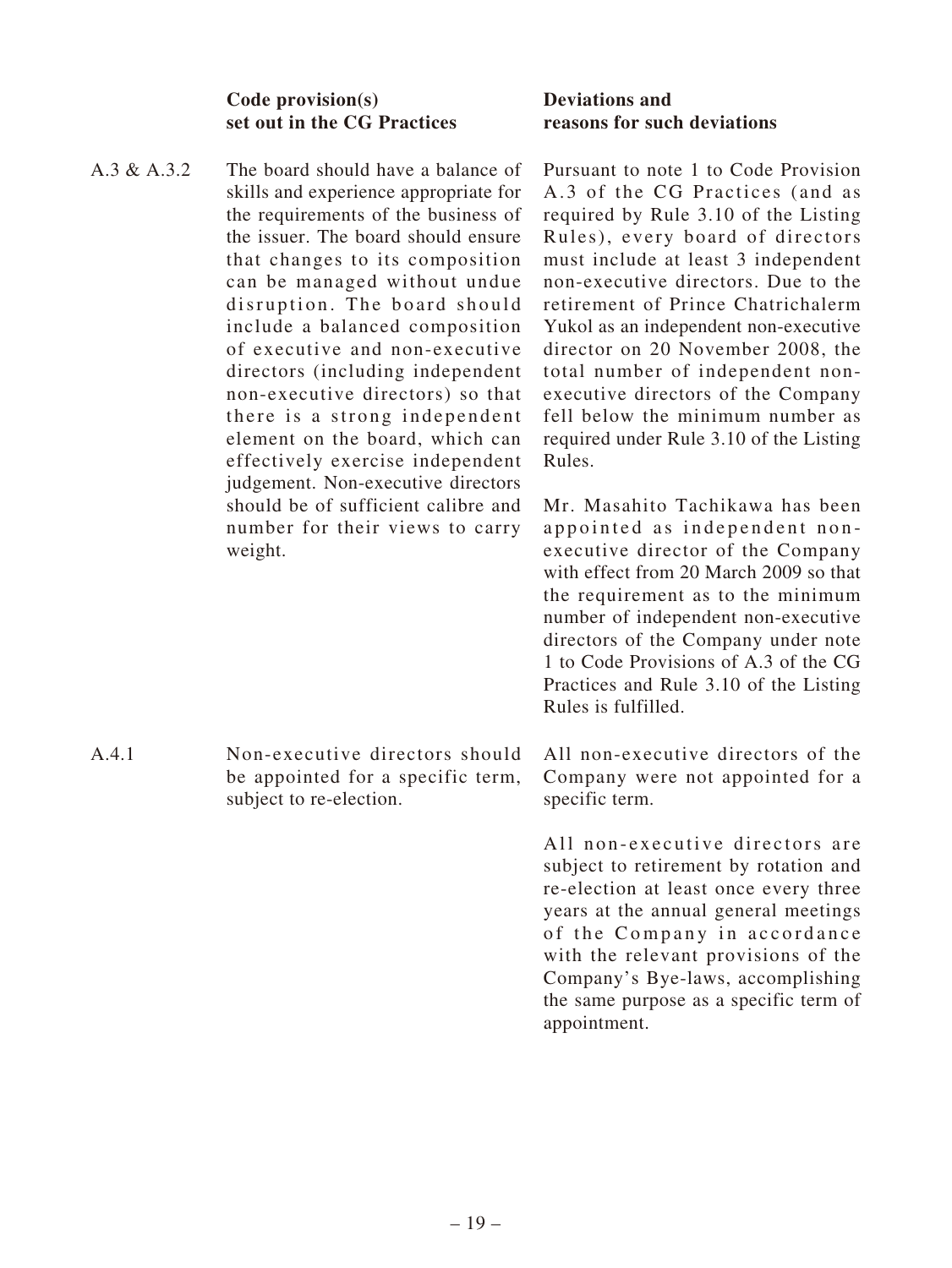| | Code provision(s) set out in the CG Practices | Deviations and reasons for such deviations |
|---|---|---|
| A.3 & A.3.2 | The board should have a balance of skills and experience appropriate for the requirements of the business of the issuer. The board should ensure that changes to its composition can be managed without undue disruption. The board should include a balanced composition of executive and non-executive directors (including independent non-executive directors) so that there is a strong independent element on the board, which can effectively exercise independent judgement. Non-executive directors should be of sufficient calibre and number for their views to carry weight. | Pursuant to note 1 to Code Provision A.3 of the CG Practices (and as required by Rule 3.10 of the Listing Rules), every board of directors must include at least 3 independent non-executive directors. Due to the retirement of Prince Chatrichalerm Yukol as an independent non-executive director on 20 November 2008, the total number of independent non-executive directors of the Company fell below the minimum number as required under Rule 3.10 of the Listing Rules.<br><br>Mr. Masahito Tachikawa has been appointed as independent non-executive director of the Company with effect from 20 March 2009 so that the requirement as to the minimum number of independent non-executive directors of the Company under note 1 to Code Provisions of A.3 of the CG Practices and Rule 3.10 of the Listing Rules is fulfilled. |
| A.4.1 | Non-executive directors should be appointed for a specific term, subject to re-election. | All non-executive directors of the Company were not appointed for a specific term.<br><br>All non-executive directors are subject to retirement by rotation and re-election at least once every three years at the annual general meetings of the Company in accordance with the relevant provisions of the Company's Bye-laws, accomplishing the same purpose as a specific term of appointment. |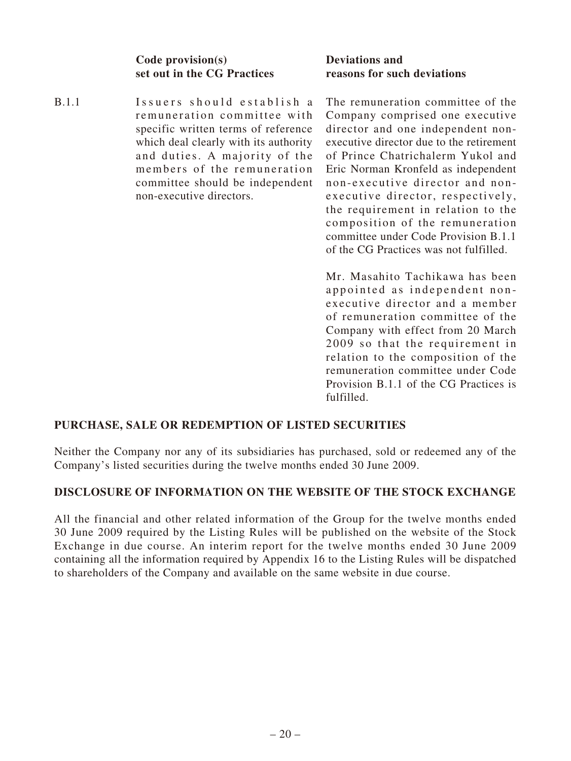| | Code provision(s) set out in the CG Practices | Deviations and reasons for such deviations |
|---|---|---|
| B.1.1 | Issuers should establish a remuneration committee with specific written terms of reference which deal clearly with its authority and duties. A majority of the members of the remuneration committee should be independent non-executive directors. | The remuneration committee of the Company comprised one executive director and one independent non-executive director due to the retirement of Prince Chatrichalerm Yukol and Eric Norman Kronfeld as independent non-executive director and non-executive director, respectively, the requirement in relation to the composition of the remuneration committee under Code Provision B.1.1 of the CG Practices was not fulfilled.<br><br>Mr. Masahito Tachikawa has been appointed as independent non-executive director and a member of remuneration committee of the Company with effect from 20 March 2009 so that the requirement in relation to the composition of the remuneration committee under Code Provision B.1.1 of the CG Practices is fulfilled. |

## PURCHASE, SALE OR REDEMPTION OF LISTED SECURITIES

Neither the Company nor any of its subsidiaries has purchased, sold or redeemed any of the Company's listed securities during the twelve months ended 30 June 2009.

## DISCLOSURE OF INFORMATION ON THE WEBSITE OF THE STOCK EXCHANGE

All the financial and other related information of the Group for the twelve months ended 30 June 2009 required by the Listing Rules will be published on the website of the Stock Exchange in due course. An interim report for the twelve months ended 30 June 2009 containing all the information required by Appendix 16 to the Listing Rules will be dispatched to shareholders of the Company and available on the same website in due course.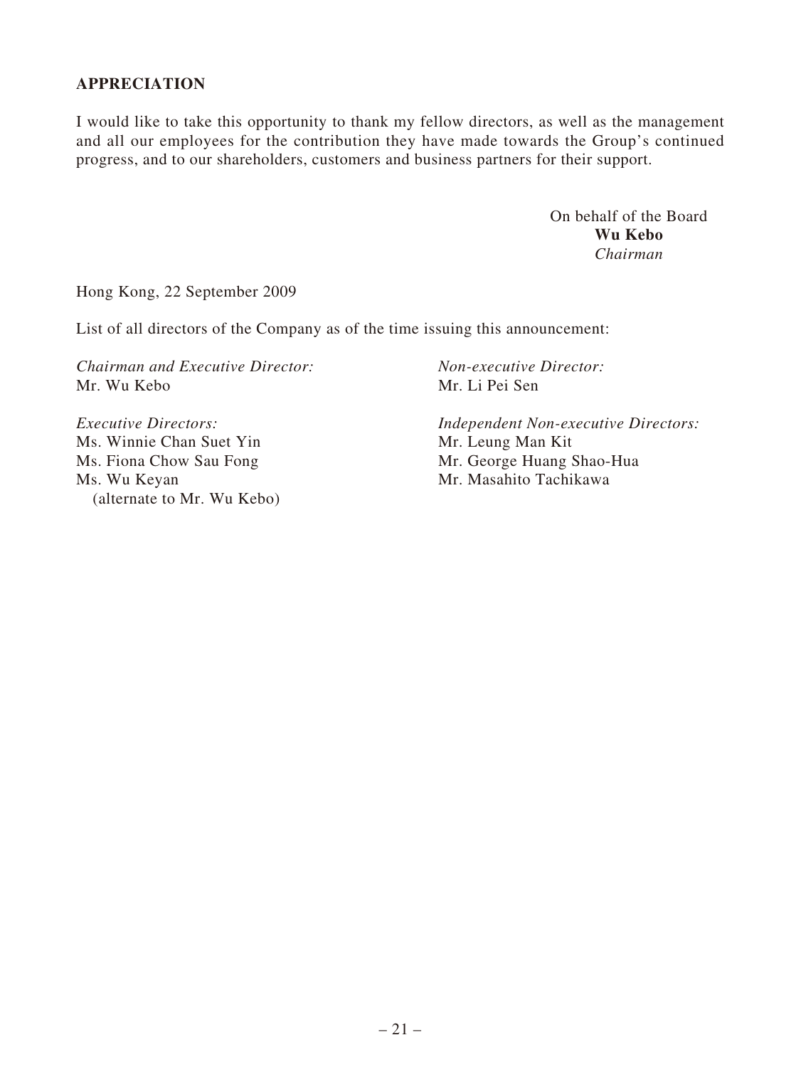## APPRECIATION

I would like to take this opportunity to thank my fellow directors, as well as the management and all our employees for the contribution they have made towards the Group's continued progress, and to our shareholders, customers and business partners for their support.

On behalf of the Board
**Wu Kebo**
*Chairman*

Hong Kong, 22 September 2009

List of all directors of the Company as of the time issuing this announcement:

*Chairman and Executive Director:*
Mr. Wu Kebo

*Executive Directors:*
Ms. Winnie Chan Suet Yin
Ms. Fiona Chow Sau Fong
Ms. Wu Keyan
(alternate to Mr. Wu Kebo)

*Non-executive Director:*
Mr. Li Pei Sen

*Independent Non-executive Directors:*
Mr. Leung Man Kit
Mr. George Huang Shao-Hua
Mr. Masahito Tachikawa